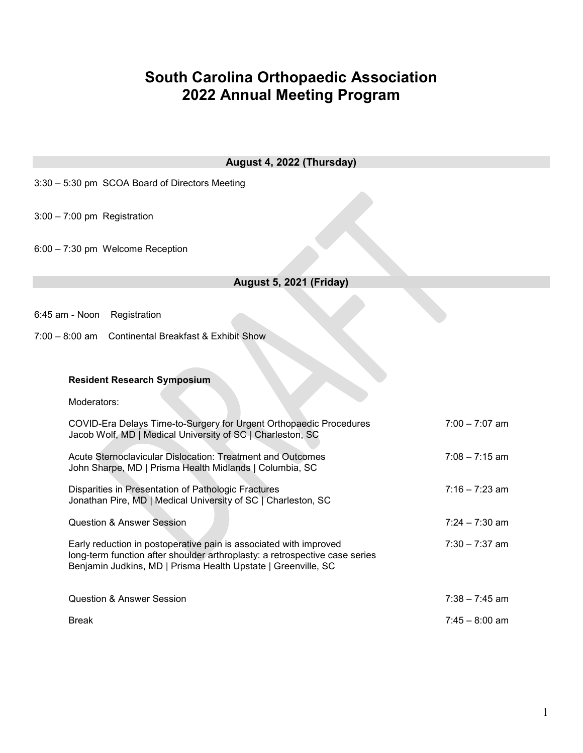# South Carolina Orthopaedic Association 2022 Annual Meeting Program

## August 4, 2022 (Thursday)

3:30 – 5:30 pm SCOA Board of Directors Meeting

3:00 – 7:00 pm Registration

6:00 – 7:30 pm Welcome Reception

## August 5, 2021 (Friday)

6:45 am - Noon Registration

7:00 – 8:00 am Continental Breakfast & Exhibit Show

### Resident Research Symposium

Moderators:

| Session | Time |
|---|---|
| COVID-Era Delays Time-to-Surgery for Urgent Orthopaedic Procedures<br>Jacob Wolf, MD \| Medical University of SC \| Charleston, SC | 7:00 – 7:07 am |
| Acute Sternoclavicular Dislocation: Treatment and Outcomes<br>John Sharpe, MD \| Prisma Health Midlands \| Columbia, SC | 7:08 – 7:15 am |
| Disparities in Presentation of Pathologic Fractures<br>Jonathan Pire, MD \| Medical University of SC \| Charleston, SC | 7:16 – 7:23 am |
| Question & Answer Session | 7:24 – 7:30 am |
| Early reduction in postoperative pain is associated with improved long-term function after shoulder arthroplasty: a retrospective case series<br>Benjamin Judkins, MD \| Prisma Health Upstate \| Greenville, SC | 7:30 – 7:37 am |
| Question & Answer Session | 7:38 – 7:45 am |
| Break | 7:45 – 8:00 am |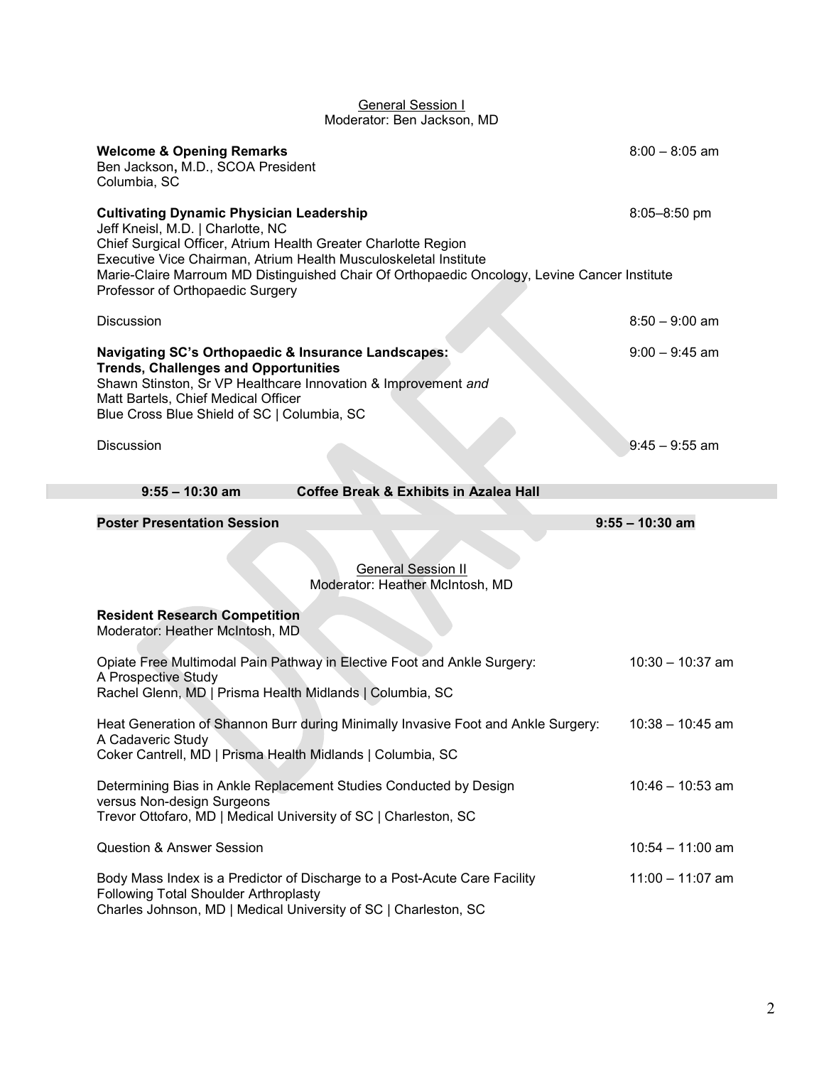## General Session I

Moderator: Ben Jackson, MD

**Welcome & Opening Remarks** — 8:00 – 8:05 am
Ben Jackson**,** M.D., SCOA President
Columbia, SC

**Cultivating Dynamic Physician Leadership** — 8:05–8:50 pm
Jeff Kneisl, M.D. | Charlotte, NC
Chief Surgical Officer, Atrium Health Greater Charlotte Region
Executive Vice Chairman, Atrium Health Musculoskeletal Institute
Marie-Claire Marroum MD Distinguished Chair Of Orthopaedic Oncology, Levine Cancer Institute
Professor of Orthopaedic Surgery

Discussion — 8:50 – 9:00 am

**Navigating SC's Orthopaedic & Insurance Landscapes: Trends, Challenges and Opportunities** — 9:00 – 9:45 am
Shawn Stinston, Sr VP Healthcare Innovation & Improvement *and*
Matt Bartels, Chief Medical Officer
Blue Cross Blue Shield of SC | Columbia, SC

Discussion — 9:45 – 9:55 am

**9:55 – 10:30 am Coffee Break & Exhibits in Azalea Hall**

**Poster Presentation Session** — **9:55 – 10:30 am**

## General Session II

Moderator: Heather McIntosh, MD

**Resident Research Competition**
Moderator: Heather McIntosh, MD

Opiate Free Multimodal Pain Pathway in Elective Foot and Ankle Surgery: A Prospective Study — 10:30 – 10:37 am
Rachel Glenn, MD | Prisma Health Midlands | Columbia, SC

Heat Generation of Shannon Burr during Minimally Invasive Foot and Ankle Surgery: A Cadaveric Study — 10:38 – 10:45 am
Coker Cantrell, MD | Prisma Health Midlands | Columbia, SC

Determining Bias in Ankle Replacement Studies Conducted by Design versus Non-design Surgeons — 10:46 – 10:53 am
Trevor Ottofaro, MD | Medical University of SC | Charleston, SC

Question & Answer Session — 10:54 – 11:00 am

Body Mass Index is a Predictor of Discharge to a Post-Acute Care Facility Following Total Shoulder Arthroplasty — 11:00 – 11:07 am
Charles Johnson, MD | Medical University of SC | Charleston, SC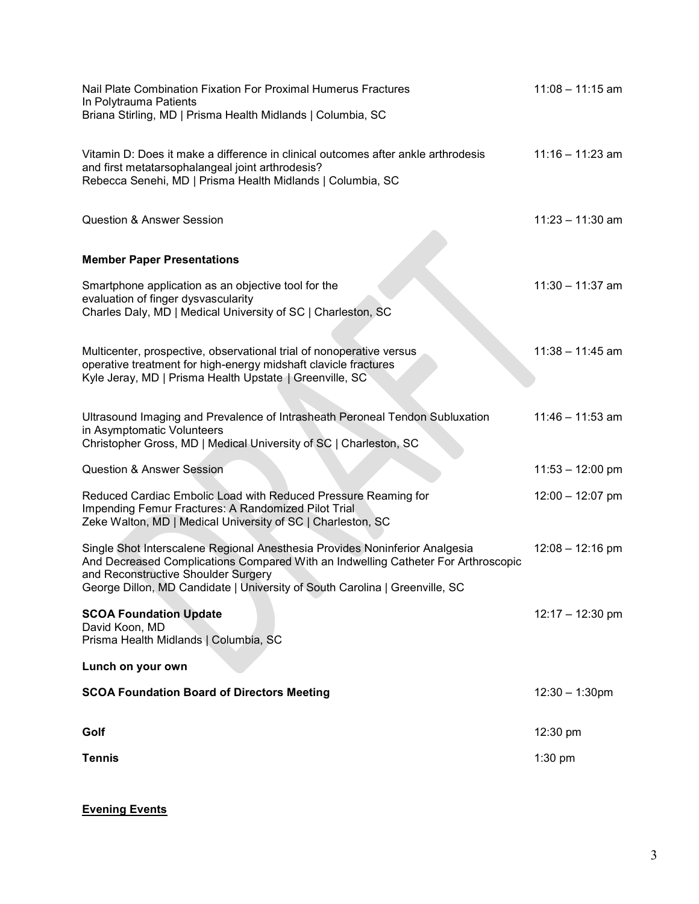Nail Plate Combination Fixation For Proximal Humerus Fractures In Polytrauma Patients — 11:08 – 11:15 am
Briana Stirling, MD | Prisma Health Midlands | Columbia, SC

Vitamin D: Does it make a difference in clinical outcomes after ankle arthrodesis and first metatarsophalangeal joint arthrodesis? — 11:16 – 11:23 am
Rebecca Senehi, MD | Prisma Health Midlands | Columbia, SC

Question & Answer Session — 11:23 – 11:30 am

**Member Paper Presentations**

Smartphone application as an objective tool for the evaluation of finger dysvascularity — 11:30 – 11:37 am
Charles Daly, MD | Medical University of SC | Charleston, SC

Multicenter, prospective, observational trial of nonoperative versus operative treatment for high-energy midshaft clavicle fractures — 11:38 – 11:45 am
Kyle Jeray, MD | Prisma Health Upstate | Greenville, SC

Ultrasound Imaging and Prevalence of Intrasheath Peroneal Tendon Subluxation in Asymptomatic Volunteers — 11:46 – 11:53 am
Christopher Gross, MD | Medical University of SC | Charleston, SC

Question & Answer Session — 11:53 – 12:00 pm

Reduced Cardiac Embolic Load with Reduced Pressure Reaming for Impending Femur Fractures: A Randomized Pilot Trial — 12:00 – 12:07 pm
Zeke Walton, MD | Medical University of SC | Charleston, SC

Single Shot Interscalene Regional Anesthesia Provides Noninferior Analgesia And Decreased Complications Compared With an Indwelling Catheter For Arthroscopic and Reconstructive Shoulder Surgery — 12:08 – 12:16 pm
George Dillon, MD Candidate | University of South Carolina | Greenville, SC

**SCOA Foundation Update** — 12:17 – 12:30 pm
David Koon, MD
Prisma Health Midlands | Columbia, SC

**Lunch on your own**

**SCOA Foundation Board of Directors Meeting** — 12:30 – 1:30pm

**Golf** — 12:30 pm

**Tennis** — 1:30 pm

**Evening Events**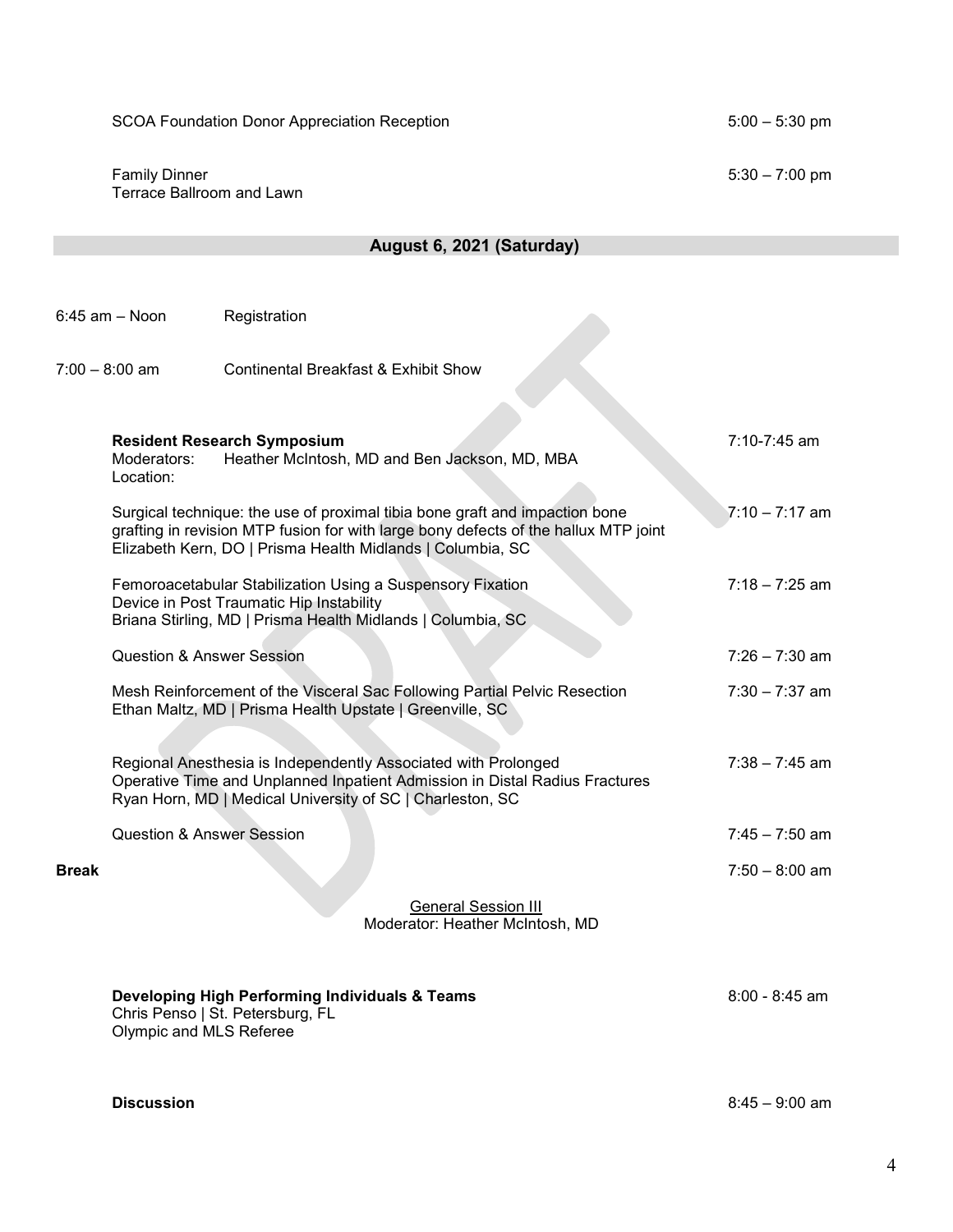SCOA Foundation Donor Appreciation Reception 5:00 – 5:30 pm

Family Dinner 5:30 – 7:00 pm
Terrace Ballroom and Lawn

## August 6, 2021 (Saturday)

6:45 am – Noon Registration

7:00 – 8:00 am Continental Breakfast & Exhibit Show

**Resident Research Symposium** 7:10-7:45 am
Moderators: Heather McIntosh, MD and Ben Jackson, MD, MBA
Location:

Surgical technique: the use of proximal tibia bone graft and impaction bone grafting in revision MTP fusion for with large bony defects of the hallux MTP joint 7:10 – 7:17 am
Elizabeth Kern, DO | Prisma Health Midlands | Columbia, SC

Femoroacetabular Stabilization Using a Suspensory Fixation Device in Post Traumatic Hip Instability 7:18 – 7:25 am
Briana Stirling, MD | Prisma Health Midlands | Columbia, SC

Question & Answer Session 7:26 – 7:30 am

Mesh Reinforcement of the Visceral Sac Following Partial Pelvic Resection 7:30 – 7:37 am
Ethan Maltz, MD | Prisma Health Upstate | Greenville, SC

Regional Anesthesia is Independently Associated with Prolonged Operative Time and Unplanned Inpatient Admission in Distal Radius Fractures 7:38 – 7:45 am
Ryan Horn, MD | Medical University of SC | Charleston, SC

Question & Answer Session 7:45 – 7:50 am

**Break** 7:50 – 8:00 am

General Session III
Moderator: Heather McIntosh, MD

**Developing High Performing Individuals & Teams** 8:00 - 8:45 am
Chris Penso | St. Petersburg, FL
Olympic and MLS Referee

**Discussion** 8:45 – 9:00 am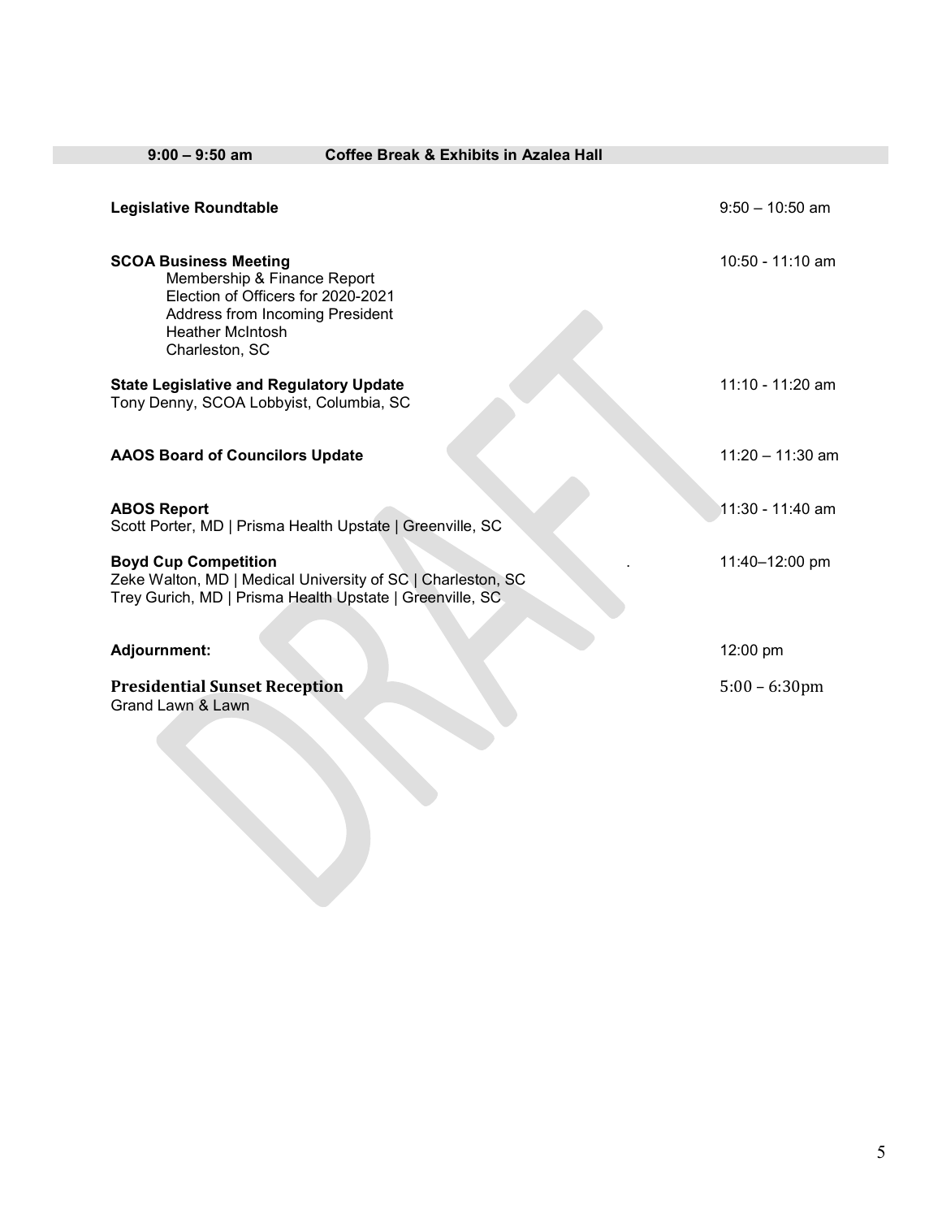**9:00 – 9:50 am Coffee Break & Exhibits in Azalea Hall**

**Legislative Roundtable** 9:50 – 10:50 am

**SCOA Business Meeting** 10:50 - 11:10 am

Membership & Finance Report
Election of Officers for 2020-2021
Address from Incoming President
Heather McIntosh
Charleston, SC

**State Legislative and Regulatory Update** 11:10 - 11:20 am
Tony Denny, SCOA Lobbyist, Columbia, SC

**AAOS Board of Councilors Update** 11:20 – 11:30 am

**ABOS Report** 11:30 - 11:40 am
Scott Porter, MD | Prisma Health Upstate | Greenville, SC

**Boyd Cup Competition** . 11:40–12:00 pm
Zeke Walton, MD | Medical University of SC | Charleston, SC
Trey Gurich, MD | Prisma Health Upstate | Greenville, SC

**Adjournment:** 12:00 pm

**Presidential Sunset Reception** 5:00 – 6:30pm
Grand Lawn & Lawn